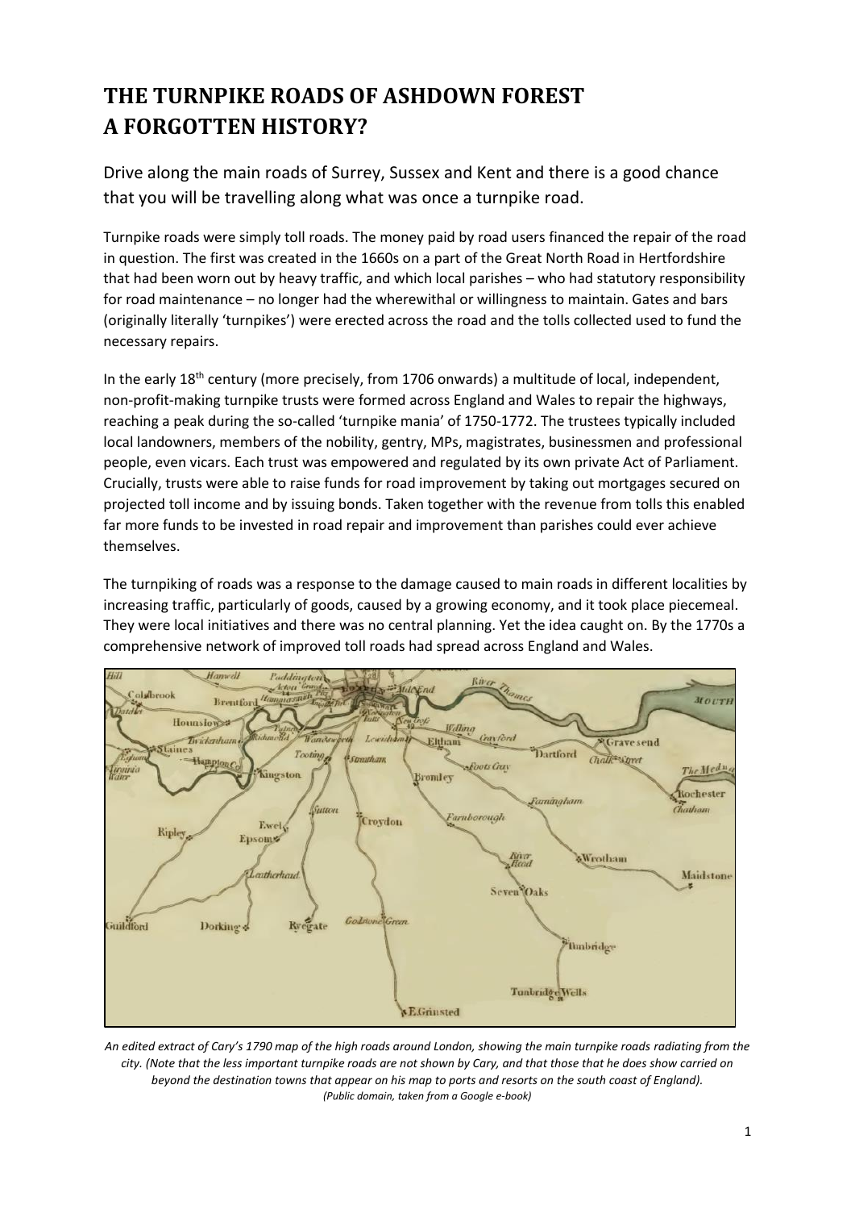# THE TURNPIKE ROADS OF ASHDOWN FOREST
# A FORGOTTEN HISTORY?

## Drive along the main roads of Surrey, Sussex and Kent and there is a good chance that you will be travelling along what was once a turnpike road.

Turnpike roads were simply toll roads. The money paid by road users financed the repair of the road in question. The first was created in the 1660s on a part of the Great North Road in Hertfordshire that had been worn out by heavy traffic, and which local parishes – who had statutory responsibility for road maintenance – no longer had the wherewithal or willingness to maintain. Gates and bars (originally literally 'turnpikes') were erected across the road and the tolls collected used to fund the necessary repairs.

In the early 18th century (more precisely, from 1706 onwards) a multitude of local, independent, non-profit-making turnpike trusts were formed across England and Wales to repair the highways, reaching a peak during the so-called 'turnpike mania' of 1750-1772. The trustees typically included local landowners, members of the nobility, gentry, MPs, magistrates, businessmen and professional people, even vicars. Each trust was empowered and regulated by its own private Act of Parliament. Crucially, trusts were able to raise funds for road improvement by taking out mortgages secured on projected toll income and by issuing bonds. Taken together with the revenue from tolls this enabled far more funds to be invested in road repair and improvement than parishes could ever achieve themselves.

The turnpiking of roads was a response to the damage caused to main roads in different localities by increasing traffic, particularly of goods, caused by a growing economy, and it took place piecemeal. They were local initiatives and there was no central planning. Yet the idea caught on. By the 1770s a comprehensive network of improved toll roads had spread across England and Wales.

*An edited extract of Cary's 1790 map of the high roads around London, showing the main turnpike roads radiating from the city. (Note that the less important turnpike roads are not shown by Cary, and that those that he does show carried on beyond the destination towns that appear on his map to ports and resorts on the south coast of England). (Public domain, taken from a Google e-book)*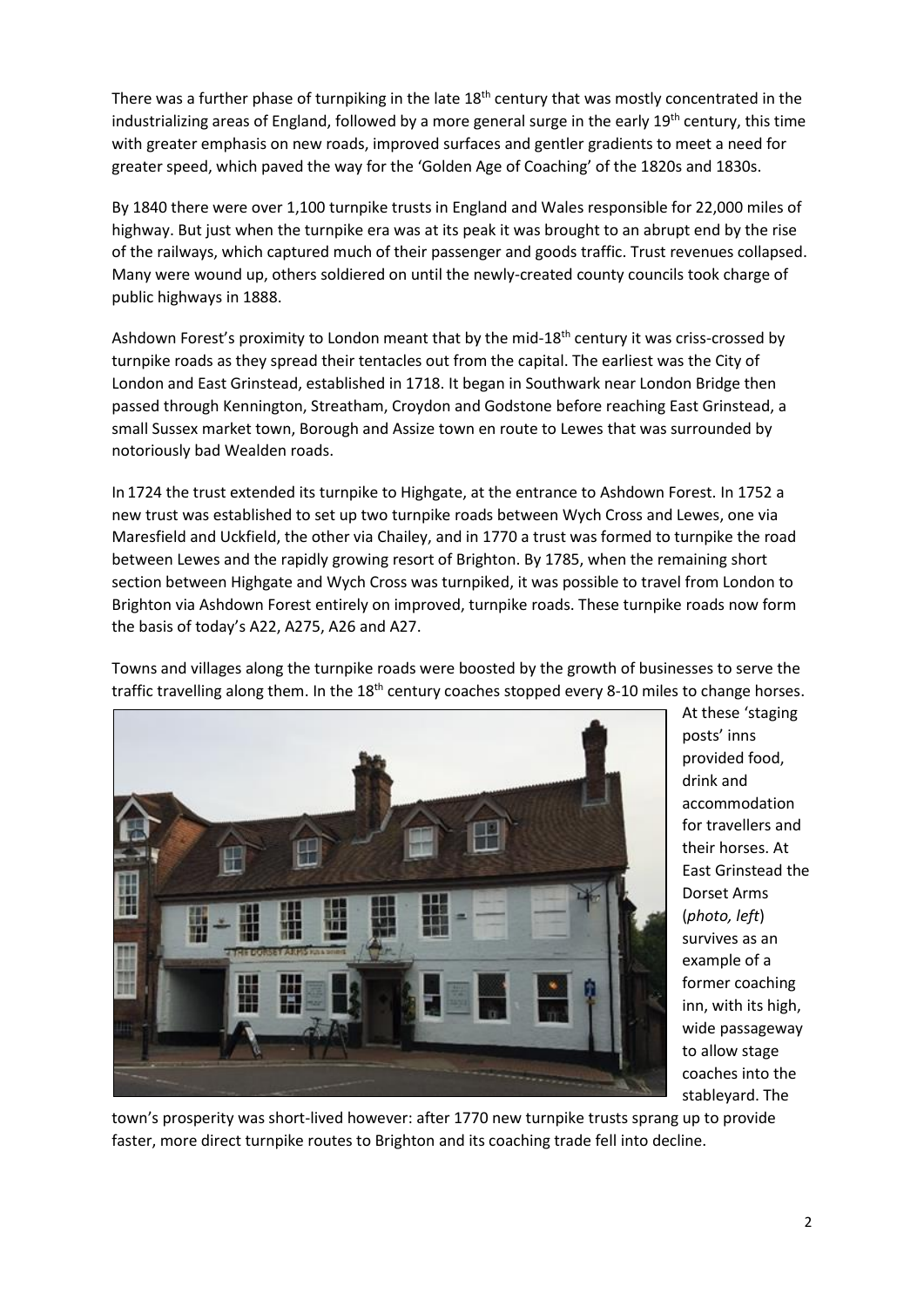There was a further phase of turnpiking in the late 18th century that was mostly concentrated in the industrializing areas of England, followed by a more general surge in the early 19th century, this time with greater emphasis on new roads, improved surfaces and gentler gradients to meet a need for greater speed, which paved the way for the 'Golden Age of Coaching' of the 1820s and 1830s.

By 1840 there were over 1,100 turnpike trusts in England and Wales responsible for 22,000 miles of highway. But just when the turnpike era was at its peak it was brought to an abrupt end by the rise of the railways, which captured much of their passenger and goods traffic. Trust revenues collapsed. Many were wound up, others soldiered on until the newly-created county councils took charge of public highways in 1888.

Ashdown Forest's proximity to London meant that by the mid-18th century it was criss-crossed by turnpike roads as they spread their tentacles out from the capital. The earliest was the City of London and East Grinstead, established in 1718. It began in Southwark near London Bridge then passed through Kennington, Streatham, Croydon and Godstone before reaching East Grinstead, a small Sussex market town, Borough and Assize town en route to Lewes that was surrounded by notoriously bad Wealden roads.

In 1724 the trust extended its turnpike to Highgate, at the entrance to Ashdown Forest. In 1752 a new trust was established to set up two turnpike roads between Wych Cross and Lewes, one via Maresfield and Uckfield, the other via Chailey, and in 1770 a trust was formed to turnpike the road between Lewes and the rapidly growing resort of Brighton. By 1785, when the remaining short section between Highgate and Wych Cross was turnpiked, it was possible to travel from London to Brighton via Ashdown Forest entirely on improved, turnpike roads. These turnpike roads now form the basis of today's A22, A275, A26 and A27.

Towns and villages along the turnpike roads were boosted by the growth of businesses to serve the traffic travelling along them. In the 18th century coaches stopped every 8-10 miles to change horses. At these 'staging posts' inns provided food, drink and accommodation for travellers and their horses. At East Grinstead the Dorset Arms (*photo, left*) survives as an example of a former coaching inn, with its high, wide passageway to allow stage coaches into the stableyard. The town's prosperity was short-lived however: after 1770 new turnpike trusts sprang up to provide faster, more direct turnpike routes to Brighton and its coaching trade fell into decline.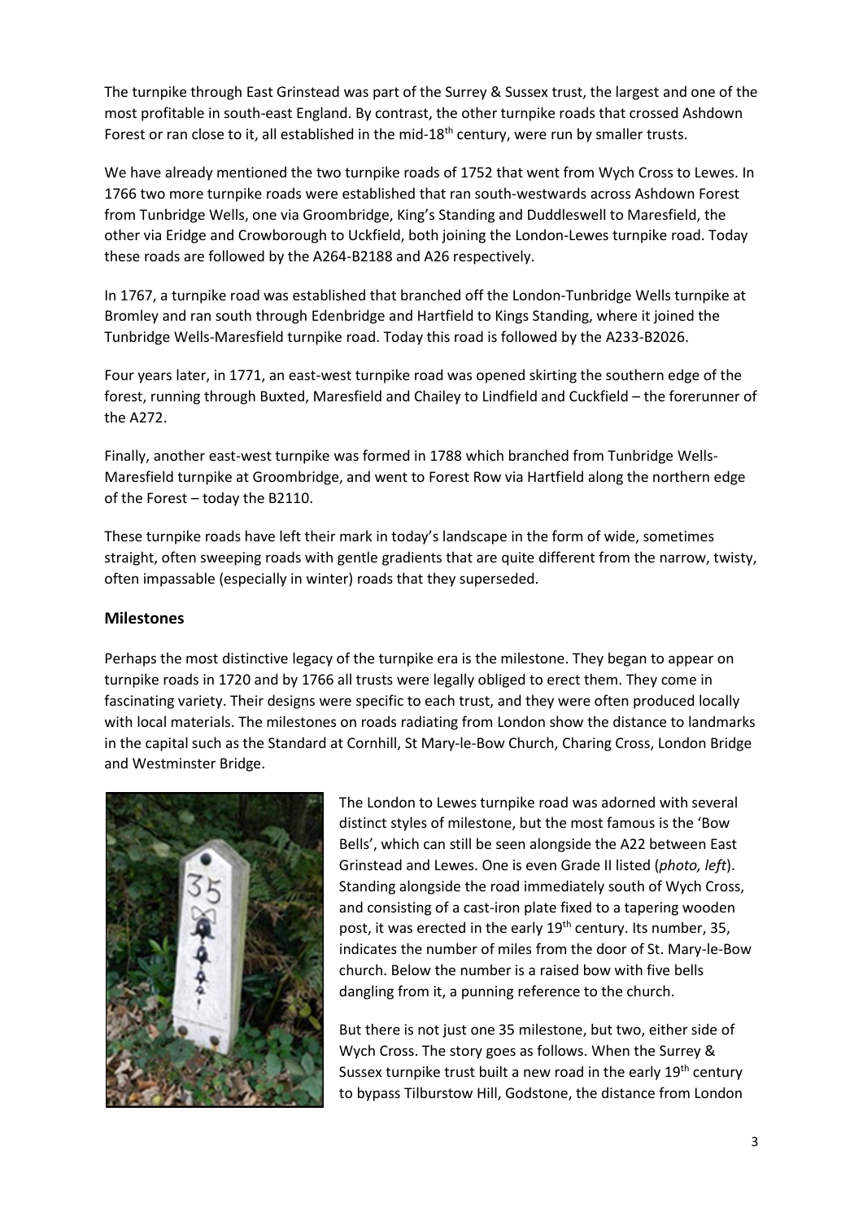The turnpike through East Grinstead was part of the Surrey & Sussex trust, the largest and one of the most profitable in south-east England. By contrast, the other turnpike roads that crossed Ashdown Forest or ran close to it, all established in the mid-18th century, were run by smaller trusts.

We have already mentioned the two turnpike roads of 1752 that went from Wych Cross to Lewes. In 1766 two more turnpike roads were established that ran south-westwards across Ashdown Forest from Tunbridge Wells, one via Groombridge, King's Standing and Duddleswell to Maresfield, the other via Eridge and Crowborough to Uckfield, both joining the London-Lewes turnpike road. Today these roads are followed by the A264-B2188 and A26 respectively.

In 1767, a turnpike road was established that branched off the London-Tunbridge Wells turnpike at Bromley and ran south through Edenbridge and Hartfield to Kings Standing, where it joined the Tunbridge Wells-Maresfield turnpike road. Today this road is followed by the A233-B2026.

Four years later, in 1771, an east-west turnpike road was opened skirting the southern edge of the forest, running through Buxted, Maresfield and Chailey to Lindfield and Cuckfield – the forerunner of the A272.

Finally, another east-west turnpike was formed in 1788 which branched from Tunbridge Wells-Maresfield turnpike at Groombridge, and went to Forest Row via Hartfield along the northern edge of the Forest – today the B2110.

These turnpike roads have left their mark in today's landscape in the form of wide, sometimes straight, often sweeping roads with gentle gradients that are quite different from the narrow, twisty, often impassable (especially in winter) roads that they superseded.

## Milestones

Perhaps the most distinctive legacy of the turnpike era is the milestone. They began to appear on turnpike roads in 1720 and by 1766 all trusts were legally obliged to erect them. They come in fascinating variety. Their designs were specific to each trust, and they were often produced locally with local materials. The milestones on roads radiating from London show the distance to landmarks in the capital such as the Standard at Cornhill, St Mary-le-Bow Church, Charing Cross, London Bridge and Westminster Bridge.

The London to Lewes turnpike road was adorned with several distinct styles of milestone, but the most famous is the 'Bow Bells', which can still be seen alongside the A22 between East Grinstead and Lewes. One is even Grade II listed (*photo, left*). Standing alongside the road immediately south of Wych Cross, and consisting of a cast-iron plate fixed to a tapering wooden post, it was erected in the early 19th century. Its number, 35, indicates the number of miles from the door of St. Mary-le-Bow church. Below the number is a raised bow with five bells dangling from it, a punning reference to the church.

But there is not just one 35 milestone, but two, either side of Wych Cross. The story goes as follows. When the Surrey & Sussex turnpike trust built a new road in the early 19th century to bypass Tilburstow Hill, Godstone, the distance from London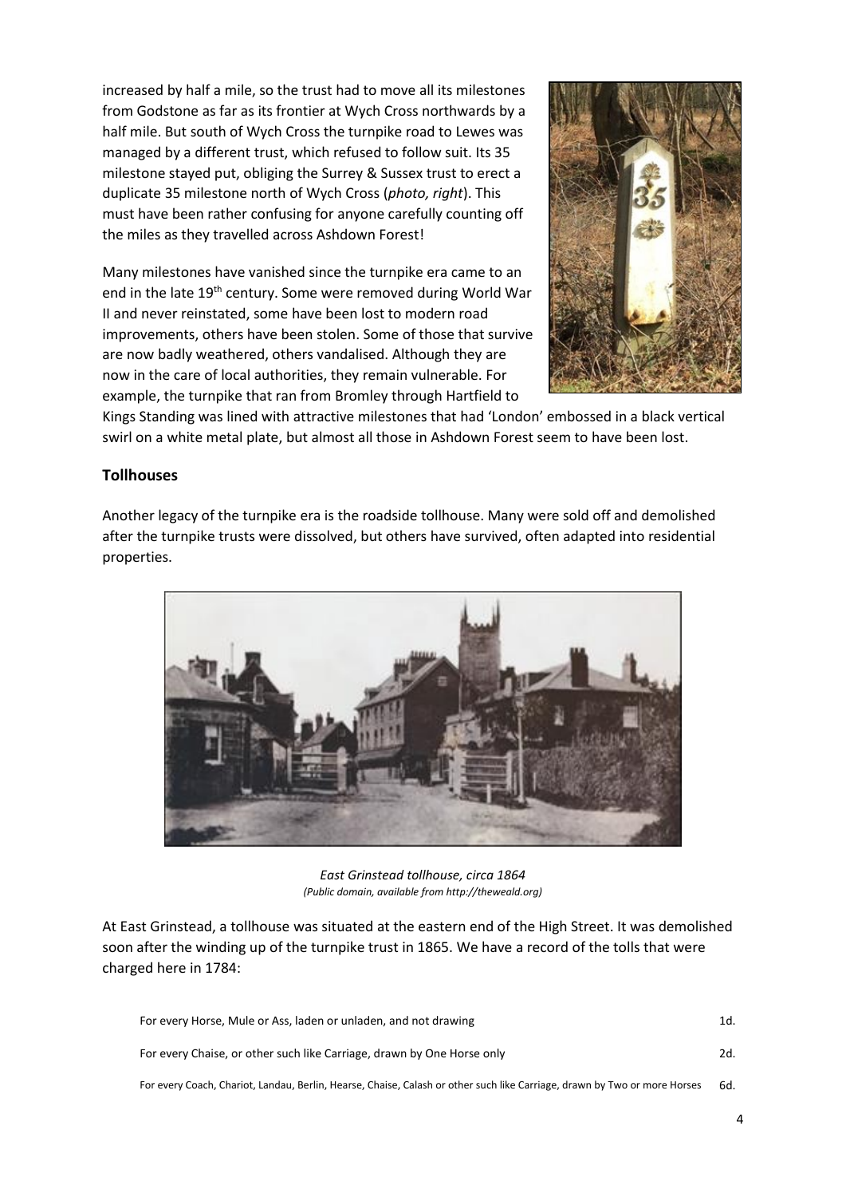increased by half a mile, so the trust had to move all its milestones from Godstone as far as its frontier at Wych Cross northwards by a half mile. But south of Wych Cross the turnpike road to Lewes was managed by a different trust, which refused to follow suit. Its 35 milestone stayed put, obliging the Surrey & Sussex trust to erect a duplicate 35 milestone north of Wych Cross (*photo, right*). This must have been rather confusing for anyone carefully counting off the miles as they travelled across Ashdown Forest!

Many milestones have vanished since the turnpike era came to an end in the late 19th century. Some were removed during World War II and never reinstated, some have been lost to modern road improvements, others have been stolen. Some of those that survive are now badly weathered, others vandalised. Although they are now in the care of local authorities, they remain vulnerable. For example, the turnpike that ran from Bromley through Hartfield to Kings Standing was lined with attractive milestones that had 'London' embossed in a black vertical swirl on a white metal plate, but almost all those in Ashdown Forest seem to have been lost.

## Tollhouses

Another legacy of the turnpike era is the roadside tollhouse. Many were sold off and demolished after the turnpike trusts were dissolved, but others have survived, often adapted into residential properties.

*East Grinstead tollhouse, circa 1864*
*(Public domain, available from http://theweald.org)*

At East Grinstead, a tollhouse was situated at the eastern end of the High Street. It was demolished soon after the winding up of the turnpike trust in 1865. We have a record of the tolls that were charged here in 1784:

| | |
|---|---|
| For every Horse, Mule or Ass, laden or unladen, and not drawing | 1d. |
| For every Chaise, or other such like Carriage, drawn by One Horse only | 2d. |
| For every Coach, Chariot, Landau, Berlin, Hearse, Chaise, Calash or other such like Carriage, drawn by Two or more Horses | 6d. |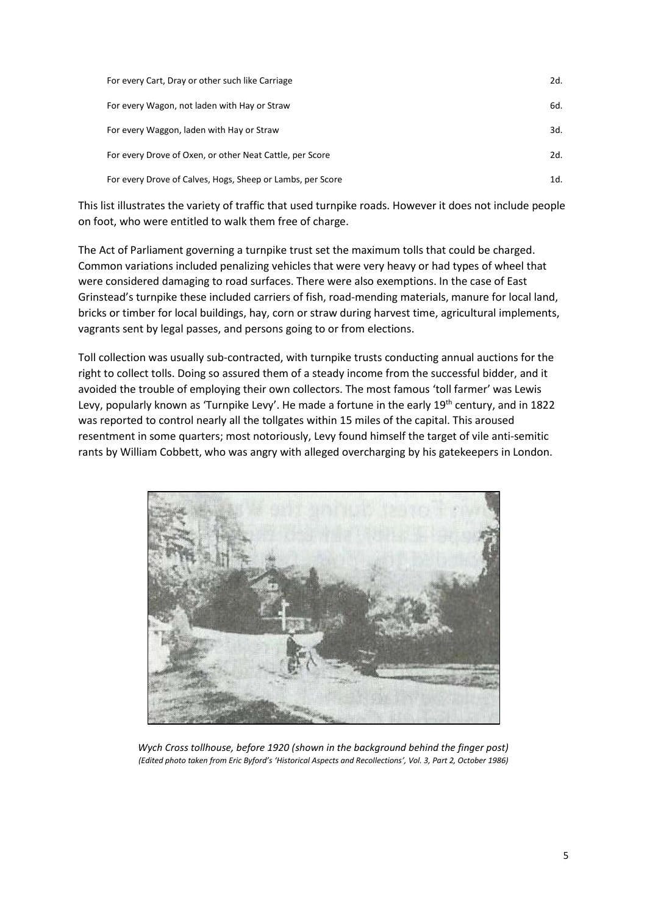| | |
|---|---|
| For every Cart, Dray or other such like Carriage | 2d. |
| For every Wagon, not laden with Hay or Straw | 6d. |
| For every Waggon, laden with Hay or Straw | 3d. |
| For every Drove of Oxen, or other Neat Cattle, per Score | 2d. |
| For every Drove of Calves, Hogs, Sheep or Lambs, per Score | 1d. |

This list illustrates the variety of traffic that used turnpike roads. However it does not include people on foot, who were entitled to walk them free of charge.

The Act of Parliament governing a turnpike trust set the maximum tolls that could be charged. Common variations included penalizing vehicles that were very heavy or had types of wheel that were considered damaging to road surfaces. There were also exemptions. In the case of East Grinstead's turnpike these included carriers of fish, road-mending materials, manure for local land, bricks or timber for local buildings, hay, corn or straw during harvest time, agricultural implements, vagrants sent by legal passes, and persons going to or from elections.

Toll collection was usually sub-contracted, with turnpike trusts conducting annual auctions for the right to collect tolls. Doing so assured them of a steady income from the successful bidder, and it avoided the trouble of employing their own collectors. The most famous 'toll farmer' was Lewis Levy, popularly known as 'Turnpike Levy'. He made a fortune in the early 19th century, and in 1822 was reported to control nearly all the tollgates within 15 miles of the capital. This aroused resentment in some quarters; most notoriously, Levy found himself the target of vile anti-semitic rants by William Cobbett, who was angry with alleged overcharging by his gatekeepers in London.

*Wych Cross tollhouse, before 1920 (shown in the background behind the finger post)*
*(Edited photo taken from Eric Byford's 'Historical Aspects and Recollections', Vol. 3, Part 2, October 1986)*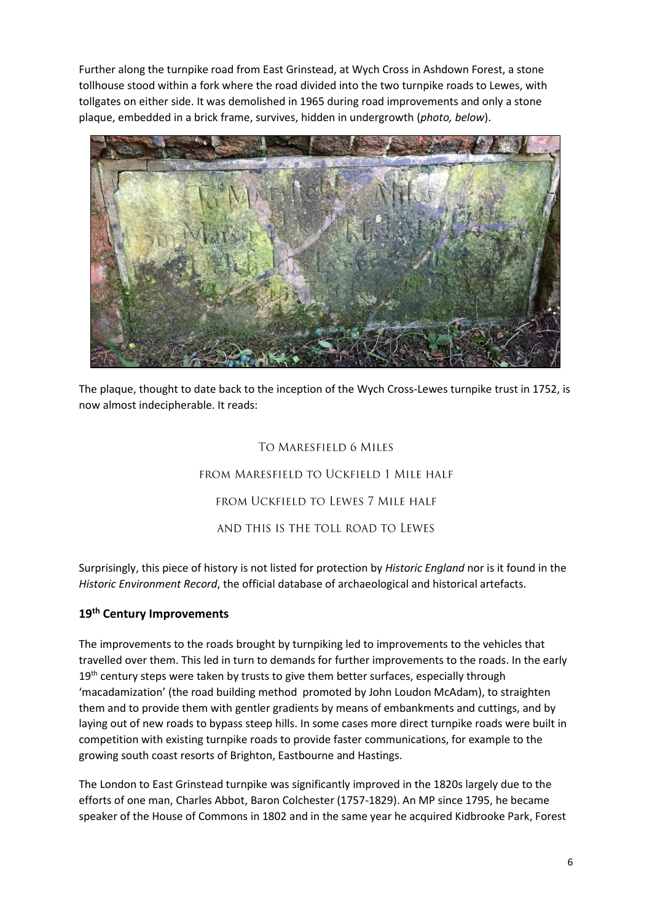Further along the turnpike road from East Grinstead, at Wych Cross in Ashdown Forest, a stone tollhouse stood within a fork where the road divided into the two turnpike roads to Lewes, with tollgates on either side. It was demolished in 1965 during road improvements and only a stone plaque, embedded in a brick frame, survives, hidden in undergrowth (*photo, below*).

The plaque, thought to date back to the inception of the Wych Cross-Lewes turnpike trust in 1752, is now almost indecipherable. It reads:

To Maresfield 6 Miles

from Maresfield to Uckfield 1 Mile half

from Uckfield to Lewes 7 Mile half

and this is the toll road to Lewes

Surprisingly, this piece of history is not listed for protection by *Historic England* nor is it found in the *Historic Environment Record*, the official database of archaeological and historical artefacts.

## 19th Century Improvements

The improvements to the roads brought by turnpiking led to improvements to the vehicles that travelled over them. This led in turn to demands for further improvements to the roads. In the early 19th century steps were taken by trusts to give them better surfaces, especially through 'macadamization' (the road building method promoted by John Loudon McAdam), to straighten them and to provide them with gentler gradients by means of embankments and cuttings, and by laying out of new roads to bypass steep hills. In some cases more direct turnpike roads were built in competition with existing turnpike roads to provide faster communications, for example to the growing south coast resorts of Brighton, Eastbourne and Hastings.

The London to East Grinstead turnpike was significantly improved in the 1820s largely due to the efforts of one man, Charles Abbot, Baron Colchester (1757-1829). An MP since 1795, he became speaker of the House of Commons in 1802 and in the same year he acquired Kidbrooke Park, Forest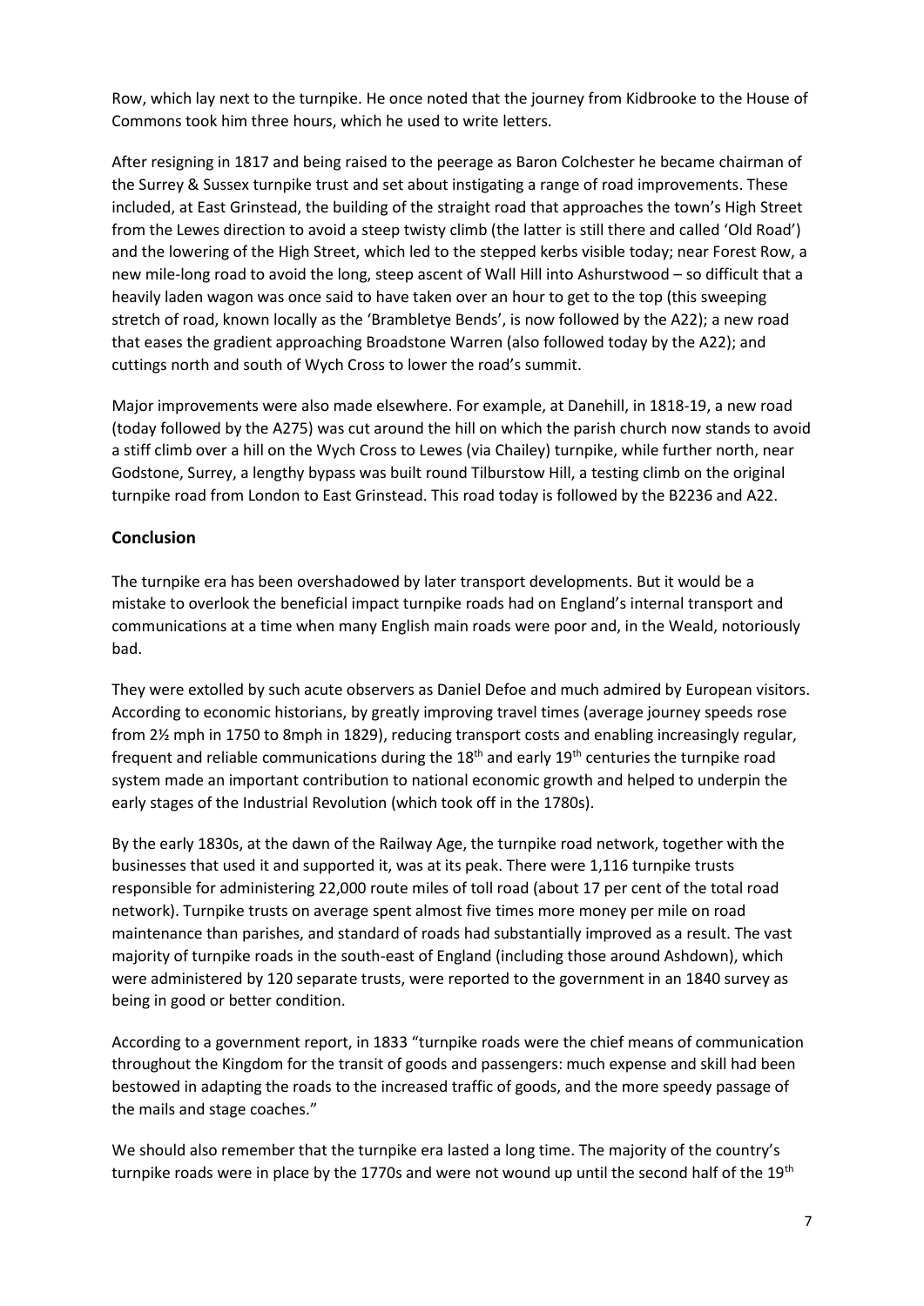Row, which lay next to the turnpike. He once noted that the journey from Kidbrooke to the House of Commons took him three hours, which he used to write letters.

After resigning in 1817 and being raised to the peerage as Baron Colchester he became chairman of the Surrey & Sussex turnpike trust and set about instigating a range of road improvements. These included, at East Grinstead, the building of the straight road that approaches the town's High Street from the Lewes direction to avoid a steep twisty climb (the latter is still there and called 'Old Road') and the lowering of the High Street, which led to the stepped kerbs visible today; near Forest Row, a new mile-long road to avoid the long, steep ascent of Wall Hill into Ashurstwood – so difficult that a heavily laden wagon was once said to have taken over an hour to get to the top (this sweeping stretch of road, known locally as the 'Brambletye Bends', is now followed by the A22); a new road that eases the gradient approaching Broadstone Warren (also followed today by the A22); and cuttings north and south of Wych Cross to lower the road's summit.

Major improvements were also made elsewhere. For example, at Danehill, in 1818-19, a new road (today followed by the A275) was cut around the hill on which the parish church now stands to avoid a stiff climb over a hill on the Wych Cross to Lewes (via Chailey) turnpike, while further north, near Godstone, Surrey, a lengthy bypass was built round Tilburstow Hill, a testing climb on the original turnpike road from London to East Grinstead. This road today is followed by the B2236 and A22.

## Conclusion

The turnpike era has been overshadowed by later transport developments. But it would be a mistake to overlook the beneficial impact turnpike roads had on England's internal transport and communications at a time when many English main roads were poor and, in the Weald, notoriously bad.

They were extolled by such acute observers as Daniel Defoe and much admired by European visitors. According to economic historians, by greatly improving travel times (average journey speeds rose from 2½ mph in 1750 to 8mph in 1829), reducing transport costs and enabling increasingly regular, frequent and reliable communications during the 18th and early 19th centuries the turnpike road system made an important contribution to national economic growth and helped to underpin the early stages of the Industrial Revolution (which took off in the 1780s).

By the early 1830s, at the dawn of the Railway Age, the turnpike road network, together with the businesses that used it and supported it, was at its peak. There were 1,116 turnpike trusts responsible for administering 22,000 route miles of toll road (about 17 per cent of the total road network). Turnpike trusts on average spent almost five times more money per mile on road maintenance than parishes, and standard of roads had substantially improved as a result. The vast majority of turnpike roads in the south-east of England (including those around Ashdown), which were administered by 120 separate trusts, were reported to the government in an 1840 survey as being in good or better condition.

According to a government report, in 1833 "turnpike roads were the chief means of communication throughout the Kingdom for the transit of goods and passengers: much expense and skill had been bestowed in adapting the roads to the increased traffic of goods, and the more speedy passage of the mails and stage coaches."

We should also remember that the turnpike era lasted a long time. The majority of the country's turnpike roads were in place by the 1770s and were not wound up until the second half of the 19th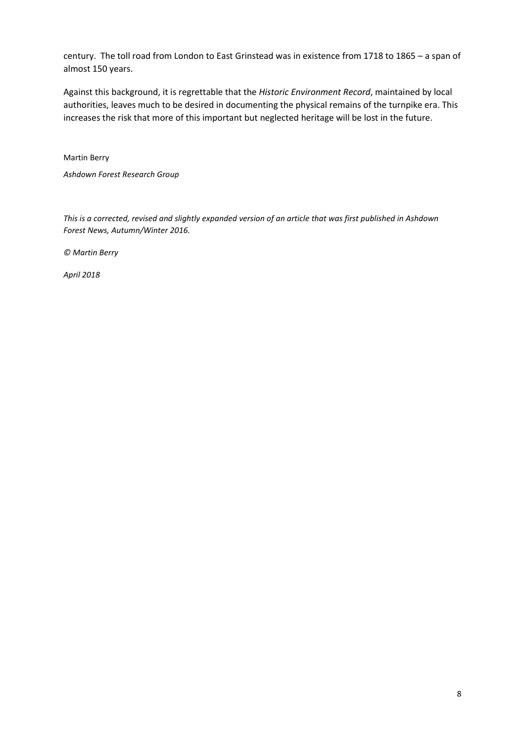century. The toll road from London to East Grinstead was in existence from 1718 to 1865 – a span of almost 150 years.

Against this background, it is regrettable that the *Historic Environment Record*, maintained by local authorities, leaves much to be desired in documenting the physical remains of the turnpike era. This increases the risk that more of this important but neglected heritage will be lost in the future.

Martin Berry

*Ashdown Forest Research Group*

*This is a corrected, revised and slightly expanded version of an article that was first published in Ashdown Forest News, Autumn/Winter 2016.*

*© Martin Berry*

*April 2018*